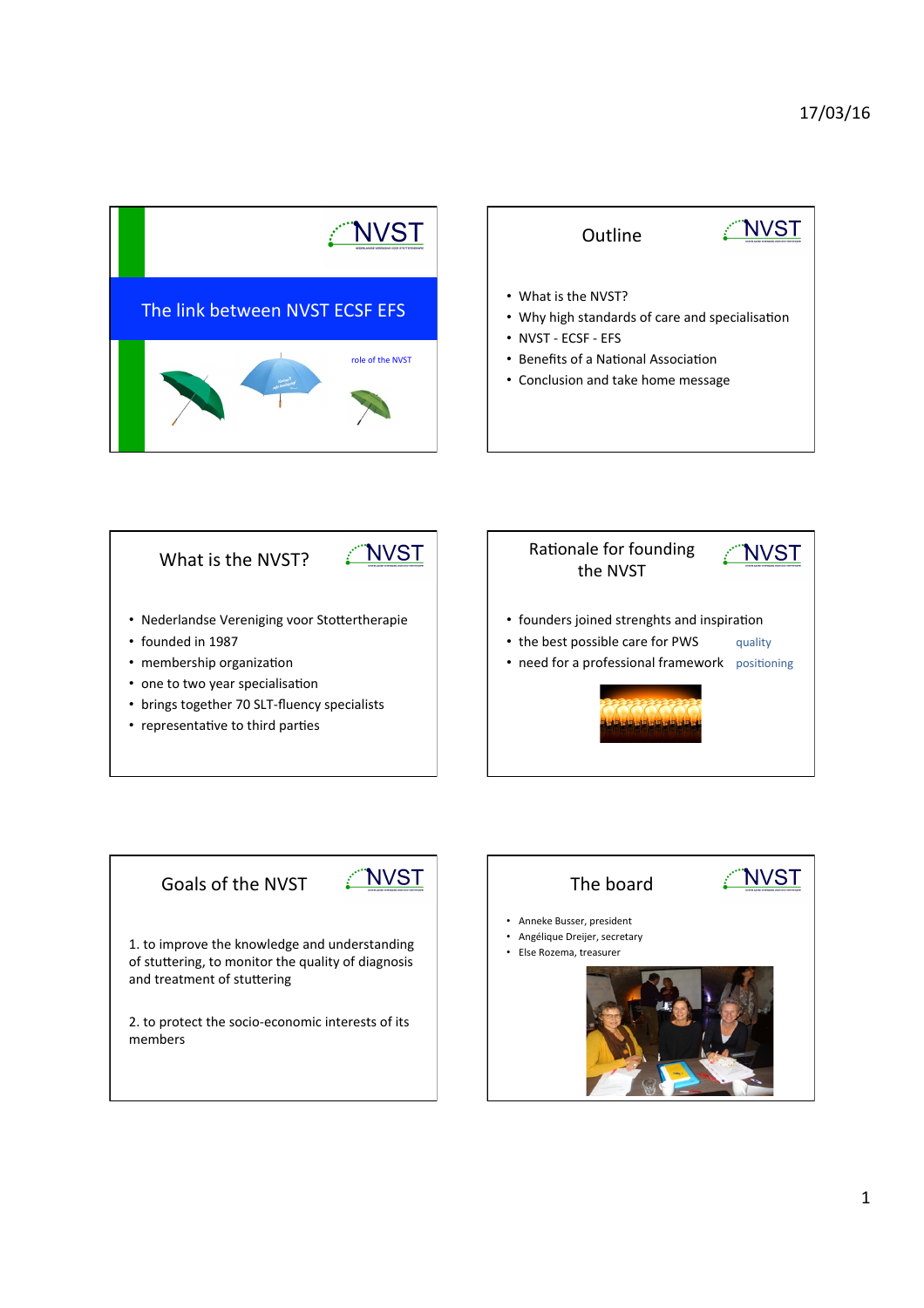## The link between NVST ECSF EFS

role of the NVST

## Outline

- What is the NVST?
- Why high standards of care and specialisation
- NVST - ECSF - EFS
- Benefits of a National Association
- Conclusion and take home message

## What is the NVST?

- Nederlandse Vereniging voor Stottertherapie
- founded in 1987
- membership organization
- one to two year specialisation
- brings together 70 SLT-fluency specialists
- representative to third parties

## Rationale for founding the NVST

- founders joined strenghts and inspiration
- the best possible care for PWS — quality
- need for a professional framework — positioning

## Goals of the NVST

1. to improve the knowledge and understanding of stuttering, to monitor the quality of diagnosis and treatment of stuttering

2. to protect the socio-economic interests of its members

## The board

- Anneke Busser, president
- Angélique Dreijer, secretary
- Else Rozema, treasurer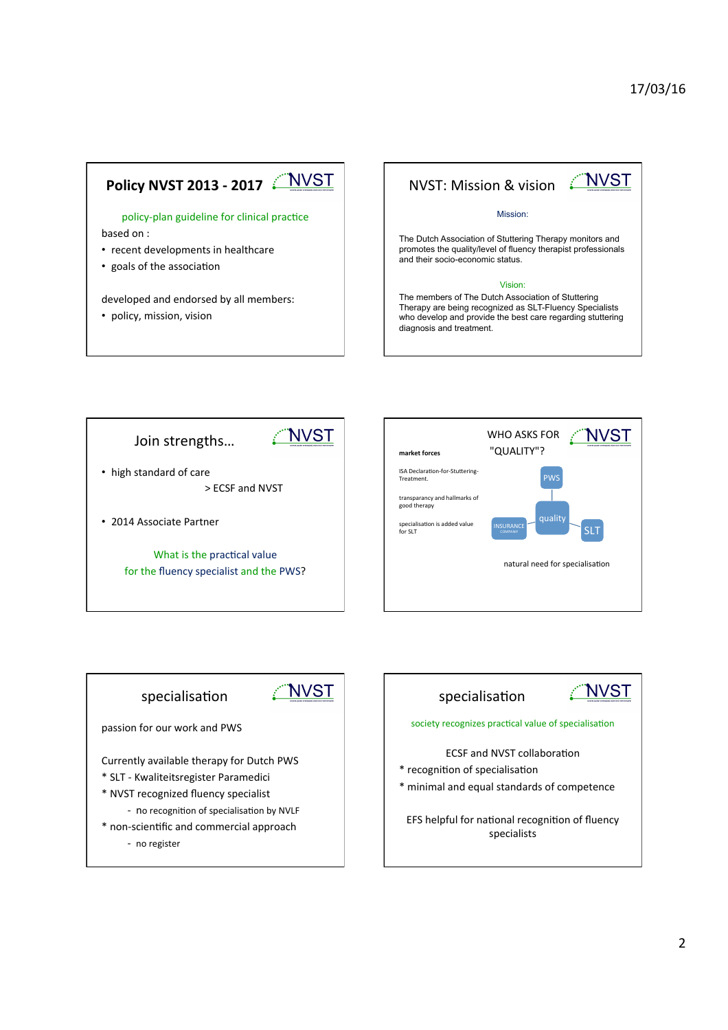## Policy NVST 2013 - 2017

policy-plan guideline for clinical practice

based on :

- recent developments in healthcare
- goals of the association

developed and endorsed by all members:

- policy, mission, vision

## NVST: Mission & vision

Mission:

The Dutch Association of Stuttering Therapy monitors and promotes the quality/level of fluency therapist professionals and their socio-economic status.

Vision:

The members of The Dutch Association of Stuttering Therapy are being recognized as SLT-Fluency Specialists who develop and provide the best care regarding stuttering diagnosis and treatment.

## Join strengths...

- high standard of care
  > ECSF and NVST
- 2014 Associate Partner

What is the practical value for the fluency specialist and the PWS?

## WHO ASKS FOR "QUALITY"?

**market forces**

ISA Declaration-for-Stuttering-Treatment.

transparancy and hallmarks of good therapy

specialisation is added value for SLT

PWS – quality – INSURANCE COMPANY – SLT

natural need for specialisation

## specialisation

passion for our work and PWS

Currently available therapy for Dutch PWS

\* SLT - Kwaliteitsregister Paramedici

\* NVST recognized fluency specialist

- no recognition of specialisation by NVLF

\* non-scientific and commercial approach

- no register

## specialisation

society recognizes practical value of specialisation

ECSF and NVST collaboration

\* recognition of specialisation

\* minimal and equal standards of competence

EFS helpful for national recognition of fluency specialists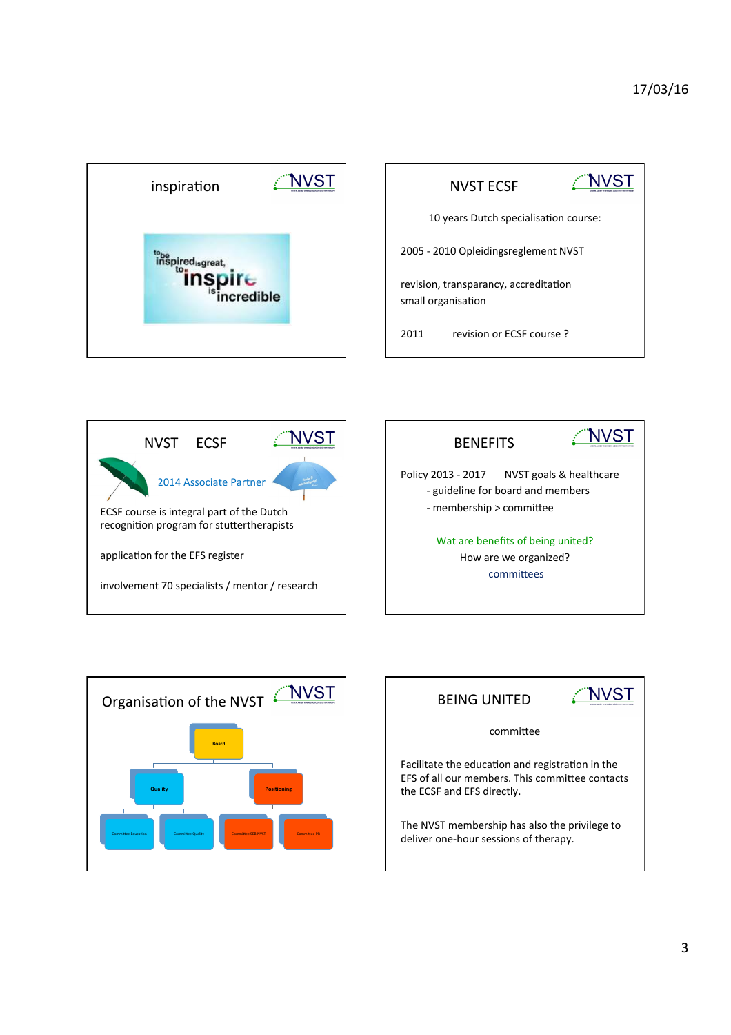## inspiration

to be inspired is great, to inspire is incredible

## NVST ECSF

10 years Dutch specialisation course:

2005 - 2010 Opleidingsreglement NVST

revision, transparancy, accreditation
small organisation

2011 revision or ECSF course ?

## NVST ECSF

2014 Associate Partner

ECSF course is integral part of the Dutch recognition program for stuttertherapists

application for the EFS register

involvement 70 specialists / mentor / research

## BENEFITS

Policy 2013 - 2017 NVST goals & healthcare

- guideline for board and members
- membership > committee

Wat are benefits of being united?
How are we organized?
committees

## Organisation of the NVST

- Board
  - Quality
    - Committee Education
    - Committee Quality
  - Positioning
    - Committee SEB NVST
    - Committee PR

## BEING UNITED

committee

Facilitate the education and registration in the EFS of all our members. This committee contacts the ECSF and EFS directly.

The NVST membership has also the privilege to deliver one-hour sessions of therapy.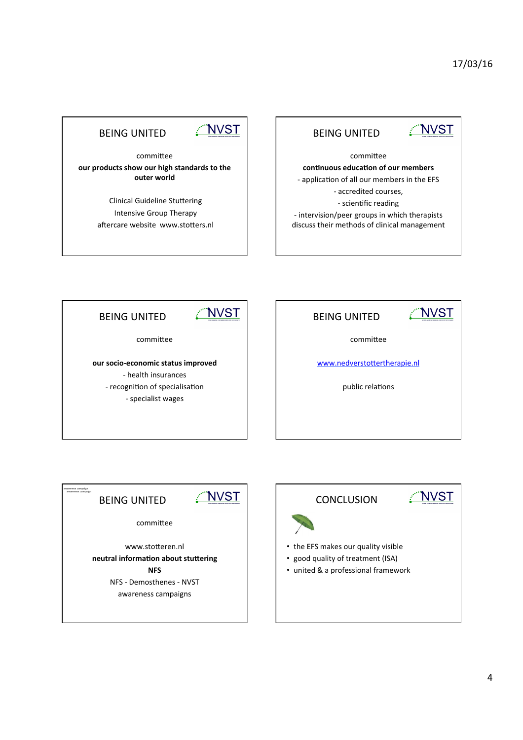## BEING UNITED

NVST

committee

**our products show our high standards to the outer world**

Clinical Guideline Stuttering
Intensive Group Therapy
aftercare website www.stotters.nl

## BEING UNITED

NVST

committee

**continuous education of our members**

- application of all our members in the EFS
- accredited courses,
- scientific reading
- intervision/peer groups in which therapists discuss their methods of clinical management

## BEING UNITED

NVST

committee

**our socio-economic status improved**

- health insurances
- recognition of specialisation
- specialist wages

## BEING UNITED

NVST

committee

[www.nedverstottertherapie.nl](http://www.nedverstottertherapie.nl)

public relations

## BEING UNITED

NVST

awareness campaign
awareness campaign

committee

www.stotteren.nl
**neutral information about stuttering**
**NFS**
NFS - Demosthenes - NVST
awareness campaigns

## CONCLUSION

NVST

- the EFS makes our quality visible
- good quality of treatment (ISA)
- united & a professional framework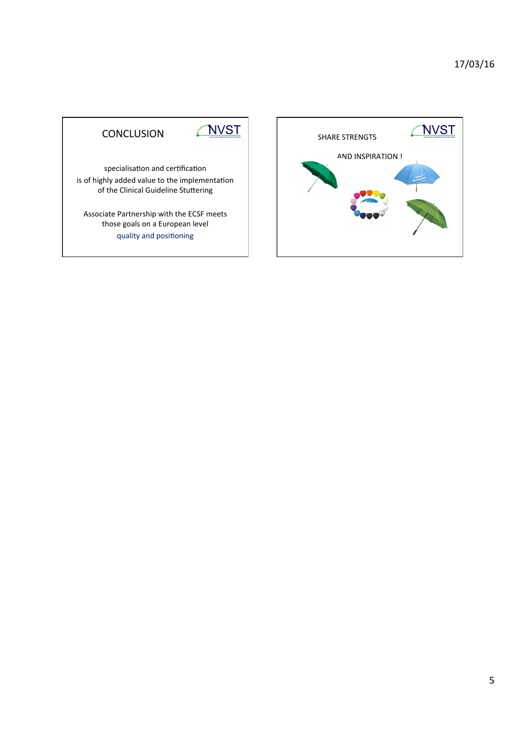## CONCLUSION

NVST

specialisation and certification
is of highly added value to the implementation
of the Clinical Guideline Stuttering

Associate Partnership with the ECSF meets
those goals on a European level
quality and positioning

## SHARE STRENGTS

NVST

AND INSPIRATION !